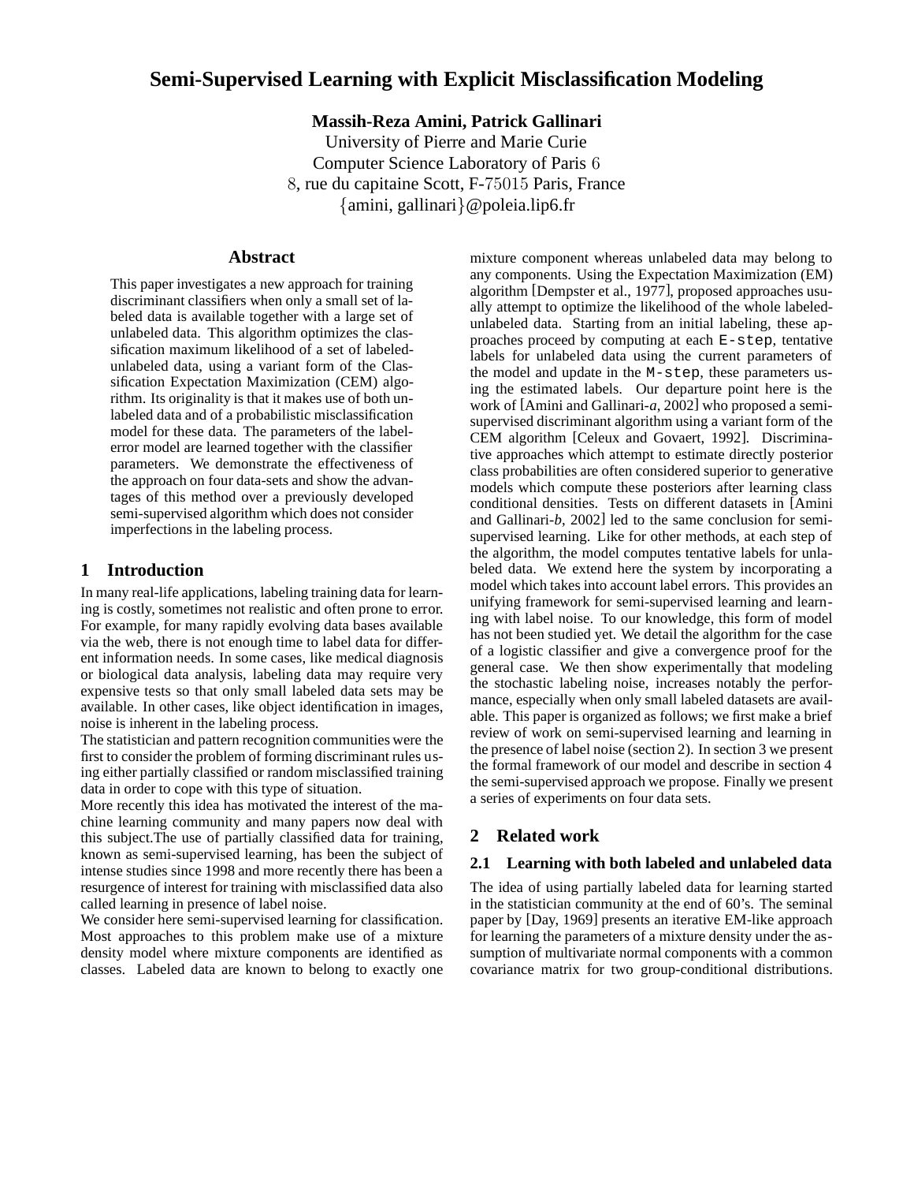# Semi-Supervised Learning with Explicit Misclassification Modeling

**Massih-Reza Amini, Patrick Gallinari**
University of Pierre and Marie Curie
Computer Science Laboratory of Paris 6
8, rue du capitaine Scott, F-75015 Paris, France
{amini, gallinari}@poleia.lip6.fr

## Abstract

This paper investigates a new approach for training discriminant classifiers when only a small set of labeled data is available together with a large set of unlabeled data. This algorithm optimizes the classification maximum likelihood of a set of labeled-unlabeled data, using a variant form of the Classification Expectation Maximization (CEM) algorithm. Its originality is that it makes use of both unlabeled data and of a probabilistic misclassification model for these data. The parameters of the label-error model are learned together with the classifier parameters. We demonstrate the effectiveness of the approach on four data-sets and show the advantages of this method over a previously developed semi-supervised algorithm which does not consider imperfections in the labeling process.

## 1 Introduction

In many real-life applications, labeling training data for learning is costly, sometimes not realistic and often prone to error. For example, for many rapidly evolving data bases available via the web, there is not enough time to label data for different information needs. In some cases, like medical diagnosis or biological data analysis, labeling data may require very expensive tests so that only small labeled data sets may be available. In other cases, like object identification in images, noise is inherent in the labeling process.

The statistician and pattern recognition communities were the first to consider the problem of forming discriminant rules using either partially classified or random misclassified training data in order to cope with this type of situation.

More recently this idea has motivated the interest of the machine learning community and many papers now deal with this subject.The use of partially classified data for training, known as semi-supervised learning, has been the subject of intense studies since 1998 and more recently there has been a resurgence of interest for training with misclassified data also called learning in presence of label noise.

We consider here semi-supervised learning for classification. Most approaches to this problem make use of a mixture density model where mixture components are identified as classes. Labeled data are known to belong to exactly one mixture component whereas unlabeled data may belong to any components. Using the Expectation Maximization (EM) algorithm [Dempster et al., 1977], proposed approaches usually attempt to optimize the likelihood of the whole labeled-unlabeled data. Starting from an initial labeling, these approaches proceed by computing at each `E-step`, tentative labels for unlabeled data using the current parameters of the model and update in the `M-step`, these parameters using the estimated labels. Our departure point here is the work of [Amini and Gallinari-*a*, 2002] who proposed a semi-supervised discriminant algorithm using a variant form of the CEM algorithm [Celeux and Govaert, 1992]. Discriminative approaches which attempt to estimate directly posterior class probabilities are often considered superior to generative models which compute these posteriors after learning class conditional densities. Tests on different datasets in [Amini and Gallinari-*b*, 2002] led to the same conclusion for semi-supervised learning. Like for other methods, at each step of the algorithm, the model computes tentative labels for unlabeled data. We extend here the system by incorporating a model which takes into account label errors. This provides an unifying framework for semi-supervised learning and learning with label noise. To our knowledge, this form of model has not been studied yet. We detail the algorithm for the case of a logistic classifier and give a convergence proof for the general case. We then show experimentally that modeling the stochastic labeling noise, increases notably the performance, especially when only small labeled datasets are available. This paper is organized as follows; we first make a brief review of work on semi-supervised learning and learning in the presence of label noise (section 2). In section 3 we present the formal framework of our model and describe in section 4 the semi-supervised approach we propose. Finally we present a series of experiments on four data sets.

## 2 Related work

### 2.1 Learning with both labeled and unlabeled data

The idea of using partially labeled data for learning started in the statistician community at the end of 60's. The seminal paper by [Day, 1969] presents an iterative EM-like approach for learning the parameters of a mixture density under the assumption of multivariate normal components with a common covariance matrix for two group-conditional distributions.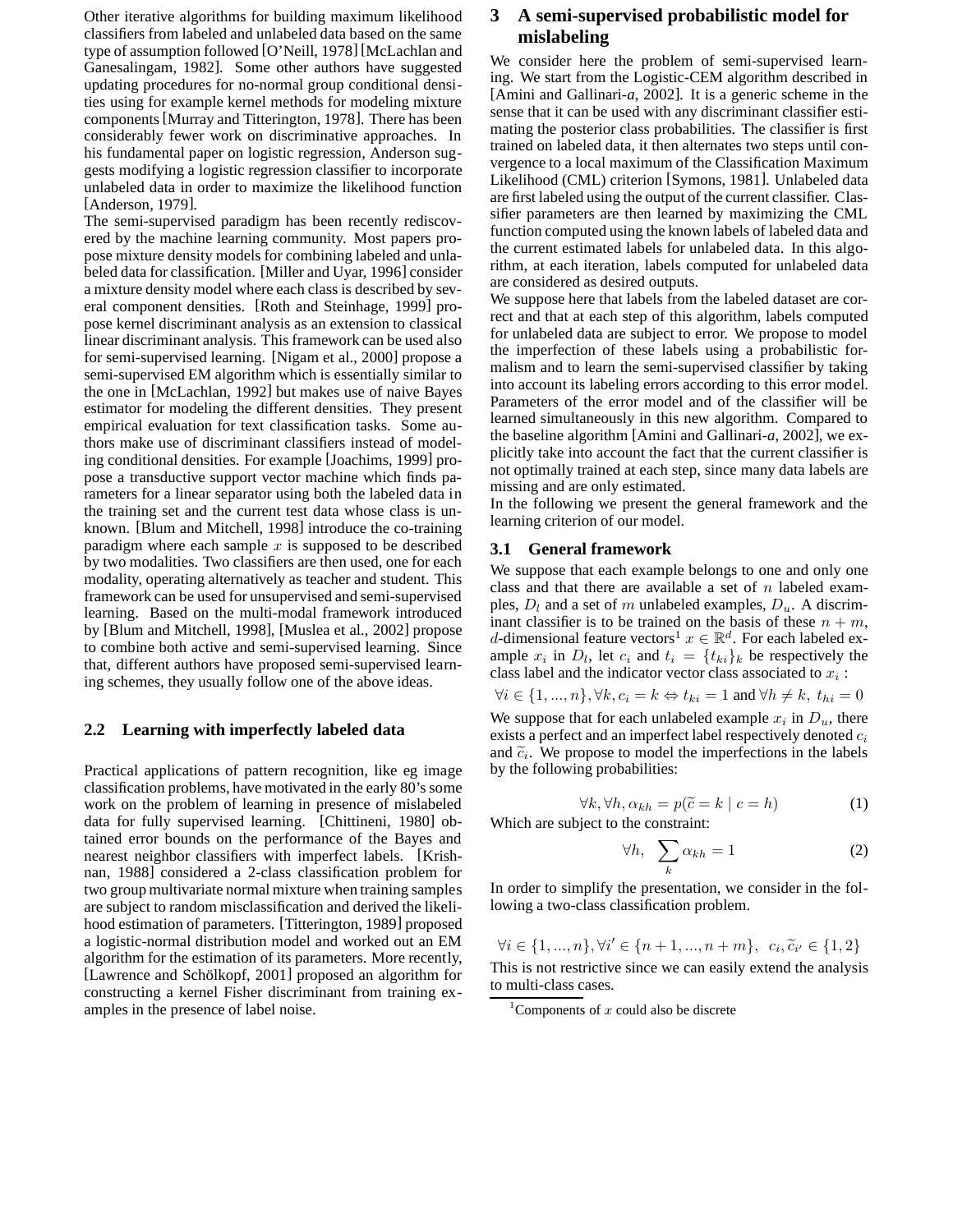Other iterative algorithms for building maximum likelihood classifiers from labeled and unlabeled data based on the same type of assumption followed [O'Neill, 1978] [McLachlan and Ganesalingam, 1982]. Some other authors have suggested updating procedures for no-normal group conditional densities using for example kernel methods for modeling mixture components [Murray and Titterington, 1978]. There has been considerably fewer work on discriminative approaches. In his fundamental paper on logistic regression, Anderson suggests modifying a logistic regression classifier to incorporate unlabeled data in order to maximize the likelihood function [Anderson, 1979].

The semi-supervised paradigm has been recently rediscovered by the machine learning community. Most papers propose mixture density models for combining labeled and unlabeled data for classification. [Miller and Uyar, 1996] consider a mixture density model where each class is described by several component densities. [Roth and Steinhage, 1999] propose kernel discriminant analysis as an extension to classical linear discriminant analysis. This framework can be used also for semi-supervised learning. [Nigam et al., 2000] propose a semi-supervised EM algorithm which is essentially similar to the one in [McLachlan, 1992] but makes use of naive Bayes estimator for modeling the different densities. They present empirical evaluation for text classification tasks. Some authors make use of discriminant classifiers instead of modeling conditional densities. For example [Joachims, 1999] propose a transductive support vector machine which finds parameters for a linear separator using both the labeled data in the training set and the current test data whose class is unknown. [Blum and Mitchell, 1998] introduce the co-training paradigm where each sample $x$ is supposed to be described by two modalities. Two classifiers are then used, one for each modality, operating alternatively as teacher and student. This framework can be used for unsupervised and semi-supervised learning. Based on the multi-modal framework introduced by [Blum and Mitchell, 1998], [Muslea et al., 2002] propose to combine both active and semi-supervised learning. Since that, different authors have proposed semi-supervised learning schemes, they usually follow one of the above ideas.

## 2.2 Learning with imperfectly labeled data

Practical applications of pattern recognition, like eg image classification problems, have motivated in the early 80's some work on the problem of learning in presence of mislabeled data for fully supervised learning. [Chittineni, 1980] obtained error bounds on the performance of the Bayes and nearest neighbor classifiers with imperfect labels. [Krishnan, 1988] considered a 2-class classification problem for two group multivariate normal mixture when training samples are subject to random misclassification and derived the likelihood estimation of parameters. [Titterington, 1989] proposed a logistic-normal distribution model and worked out an EM algorithm for the estimation of its parameters. More recently, [Lawrence and Schölkopf, 2001] proposed an algorithm for constructing a kernel Fisher discriminant from training examples in the presence of label noise.

# 3 A semi-supervised probabilistic model for mislabeling

We consider here the problem of semi-supervised learning. We start from the Logistic-CEM algorithm described in [Amini and Gallinari-*a*, 2002]. It is a generic scheme in the sense that it can be used with any discriminant classifier estimating the posterior class probabilities. The classifier is first trained on labeled data, it then alternates two steps until convergence to a local maximum of the Classification Maximum Likelihood (CML) criterion [Symons, 1981]. Unlabeled data are first labeled using the output of the current classifier. Classifier parameters are then learned by maximizing the CML function computed using the known labels of labeled data and the current estimated labels for unlabeled data. In this algorithm, at each iteration, labels computed for unlabeled data are considered as desired outputs.

We suppose here that labels from the labeled dataset are correct and that at each step of this algorithm, labels computed for unlabeled data are subject to error. We propose to model the imperfection of these labels using a probabilistic formalism and to learn the semi-supervised classifier by taking into account its labeling errors according to this error model. Parameters of the error model and of the classifier will be learned simultaneously in this new algorithm. Compared to the baseline algorithm [Amini and Gallinari-*a*, 2002], we explicitly take into account the fact that the current classifier is not optimally trained at each step, since many data labels are missing and are only estimated.

In the following we present the general framework and the learning criterion of our model.

## 3.1 General framework

We suppose that each example belongs to one and only one class and that there are available a set of $n$ labeled examples, $D_l$ and a set of $m$ unlabeled examples, $D_u$. A discriminant classifier is to be trained on the basis of these $n+m$, $d$-dimensional feature vectors[1] $x \in \mathbb{R}^d$. For each labeled example $x_i$ in $D_l$, let $c_i$ and $t_i = \{t_{ki}\}_k$ be respectively the class label and the indicator vector class associated to $x_i$ :

$$\forall i \in \{1, ..., n\}, \forall k, c_i = k \Leftrightarrow t_{ki} = 1 \text{ and } \forall h \neq k,\ t_{hi} = 0$$

We suppose that for each unlabeled example $x_i$ in $D_u$, there exists a perfect and an imperfect label respectively denoted $c_i$ and $\widetilde{c}_i$. We propose to model the imperfections in the labels by the following probabilities:

$$\forall k, \forall h, \alpha_{kh} = p(\widetilde{c} = k \mid c = h) \tag{1}$$

Which are subject to the constraint:

$$\forall h, \ \sum_k \alpha_{kh} = 1 \tag{2}$$

In order to simplify the presentation, we consider in the following a two-class classification problem.

$$\forall i \in \{1, ..., n\}, \forall i' \in \{n+1, ..., n+m\}, \ \ c_i, \widetilde{c}_{i'} \in \{1, 2\}$$

This is not restrictive since we can easily extend the analysis to multi-class cases.

[1] Components of $x$ could also be discrete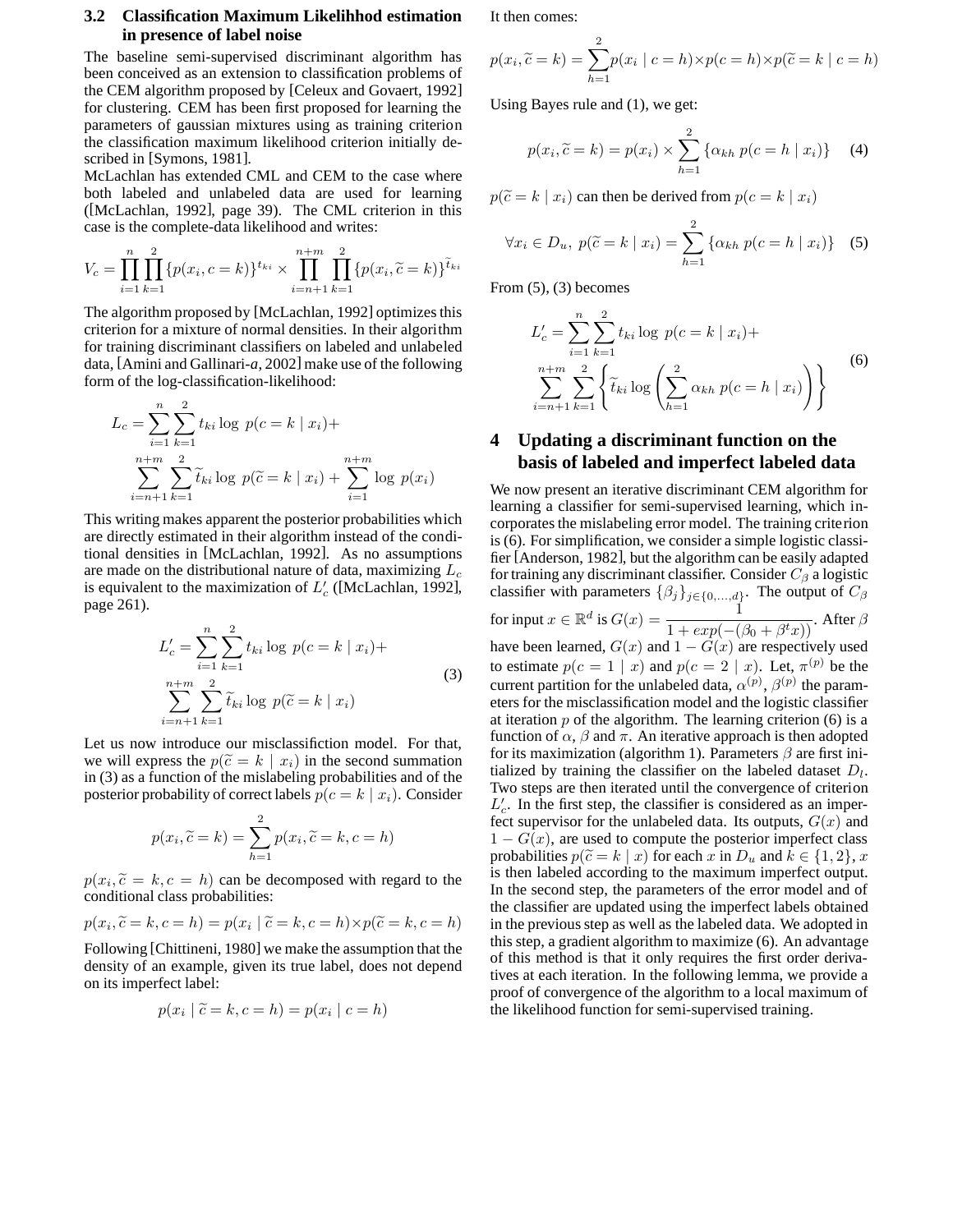### 3.2 Classification Maximum Likelihhod estimation in presence of label noise

The baseline semi-supervised discriminant algorithm has been conceived as an extension to classification problems of the CEM algorithm proposed by [Celeux and Govaert, 1992] for clustering. CEM has been first proposed for learning the parameters of gaussian mixtures using as training criterion the classification maximum likelihood criterion initially described in [Symons, 1981].

McLachlan has extended CML and CEM to the case where both labeled and unlabeled data are used for learning ([McLachlan, 1992], page 39). The CML criterion in this case is the complete-data likelihood and writes:

$$V_c = \prod_{i=1}^{n}\prod_{k=1}^{2}\{p(x_i, c=k)\}^{t_{ki}} \times \prod_{i=n+1}^{n+m}\prod_{k=1}^{2}\{p(x_i, \widetilde{c}=k)\}^{\widetilde{t}_{ki}}$$

The algorithm proposed by [McLachlan, 1992] optimizes this criterion for a mixture of normal densities. In their algorithm for training discriminant classifiers on labeled and unlabeled data, [Amini and Gallinari-*a*, 2002] make use of the following form of the log-classification-likelihood:

$$L_c = \sum_{i=1}^{n}\sum_{k=1}^{2} t_{ki}\log\, p(c=k \mid x_i) + \sum_{i=n+1}^{n+m}\sum_{k=1}^{2}\widetilde{t}_{ki}\log\, p(\widetilde{c}=k \mid x_i) + \sum_{i=1}^{n+m}\log\, p(x_i)$$

This writing makes apparent the posterior probabilities which are directly estimated in their algorithm instead of the conditional densities in [McLachlan, 1992]. As no assumptions are made on the distributional nature of data, maximizing $L_c$ is equivalent to the maximization of $L'_c$ ([McLachlan, 1992], page 261).

$$L'_c = \sum_{i=1}^{n}\sum_{k=1}^{2} t_{ki}\log\, p(c=k \mid x_i) + \sum_{i=n+1}^{n+m}\sum_{k=1}^{2}\widetilde{t}_{ki}\log\, p(\widetilde{c}=k \mid x_i) \quad (3)$$

Let us now introduce our misclassifiction model. For that, we will express the $p(\widetilde{c}=k \mid x_i)$ in the second summation in (3) as a function of the mislabeling probabilities and of the posterior probability of correct labels $p(c=k \mid x_i)$. Consider

$$p(x_i, \widetilde{c}=k) = \sum_{h=1}^{2} p(x_i, \widetilde{c}=k, c=h)$$

$p(x_i, \widetilde{c}=k, c=h)$ can be decomposed with regard to the conditional class probabilities:

$$p(x_i, \widetilde{c}=k, c=h) = p(x_i \mid \widetilde{c}=k, c=h)\times p(\widetilde{c}=k, c=h)$$

Following [Chittineni, 1980] we make the assumption that the density of an example, given its true label, does not depend on its imperfect label:

$$p(x_i \mid \widetilde{c}=k, c=h) = p(x_i \mid c=h)$$

It then comes:

$$p(x_i, \widetilde{c}=k) = \sum_{h=1}^{2} p(x_i \mid c=h)\times p(c=h)\times p(\widetilde{c}=k \mid c=h)$$

Using Bayes rule and (1), we get:

$$p(x_i, \widetilde{c}=k) = p(x_i)\times\sum_{h=1}^{2}\{\alpha_{kh}\, p(c=h \mid x_i)\} \quad (4)$$

$p(\widetilde{c}=k \mid x_i)$ can then be derived from $p(c=k \mid x_i)$

$$\forall x_i \in D_u,\; p(\widetilde{c}=k \mid x_i) = \sum_{h=1}^{2}\{\alpha_{kh}\, p(c=h \mid x_i)\} \quad (5)$$

From (5), (3) becomes

$$L'_c = \sum_{i=1}^{n}\sum_{k=1}^{2} t_{ki}\log\, p(c=k \mid x_i) + \sum_{i=n+1}^{n+m}\sum_{k=1}^{2}\left\{\widetilde{t}_{ki}\log\left(\sum_{h=1}^{2}\alpha_{kh}\, p(c=h \mid x_i)\right)\right\} \quad (6)$$

## 4 Updating a discriminant function on the basis of labeled and imperfect labeled data

We now present an iterative discriminant CEM algorithm for learning a classifier for semi-supervised learning, which incorporates the mislabeling error model. The training criterion is (6). For simplification, we consider a simple logistic classifier [Anderson, 1982], but the algorithm can be easily adapted for training any discriminant classifier. Consider $C_\beta$ a logistic classifier with parameters $\{\beta_j\}_{j\in\{0,\ldots,d\}}$. The output of $C_\beta$ for input $x \in \mathbb{R}^d$ is $G(x) = \dfrac{1}{1+exp(-(\beta_0+\beta^t x))}$. After $\beta$ have been learned, $G(x)$ and $1-G(x)$ are respectively used to estimate $p(c=1 \mid x)$ and $p(c=2 \mid x)$. Let, $\pi^{(p)}$ be the current partition for the unlabeled data, $\alpha^{(p)}$, $\beta^{(p)}$ the parameters for the misclassification model and the logistic classifier at iteration $p$ of the algorithm. The learning criterion (6) is a function of $\alpha$, $\beta$ and $\pi$. An iterative approach is then adopted for its maximization (algorithm 1). Parameters $\beta$ are first initialized by training the classifier on the labeled dataset $D_l$. Two steps are then iterated until the convergence of criterion $L'_c$. In the first step, the classifier is considered as an imperfect supervisor for the unlabeled data. Its outputs, $G(x)$ and $1-G(x)$, are used to compute the posterior imperfect class probabilities $p(\widetilde{c}=k \mid x)$ for each $x$ in $D_u$ and $k \in \{1,2\}$, $x$ is then labeled according to the maximum imperfect output. In the second step, the parameters of the error model and of the classifier are updated using the imperfect labels obtained in the previous step as well as the labeled data. We adopted in this step, a gradient algorithm to maximize (6). An advantage of this method is that it only requires the first order derivatives at each iteration. In the following lemma, we provide a proof of convergence of the algorithm to a local maximum of the likelihood function for semi-supervised training.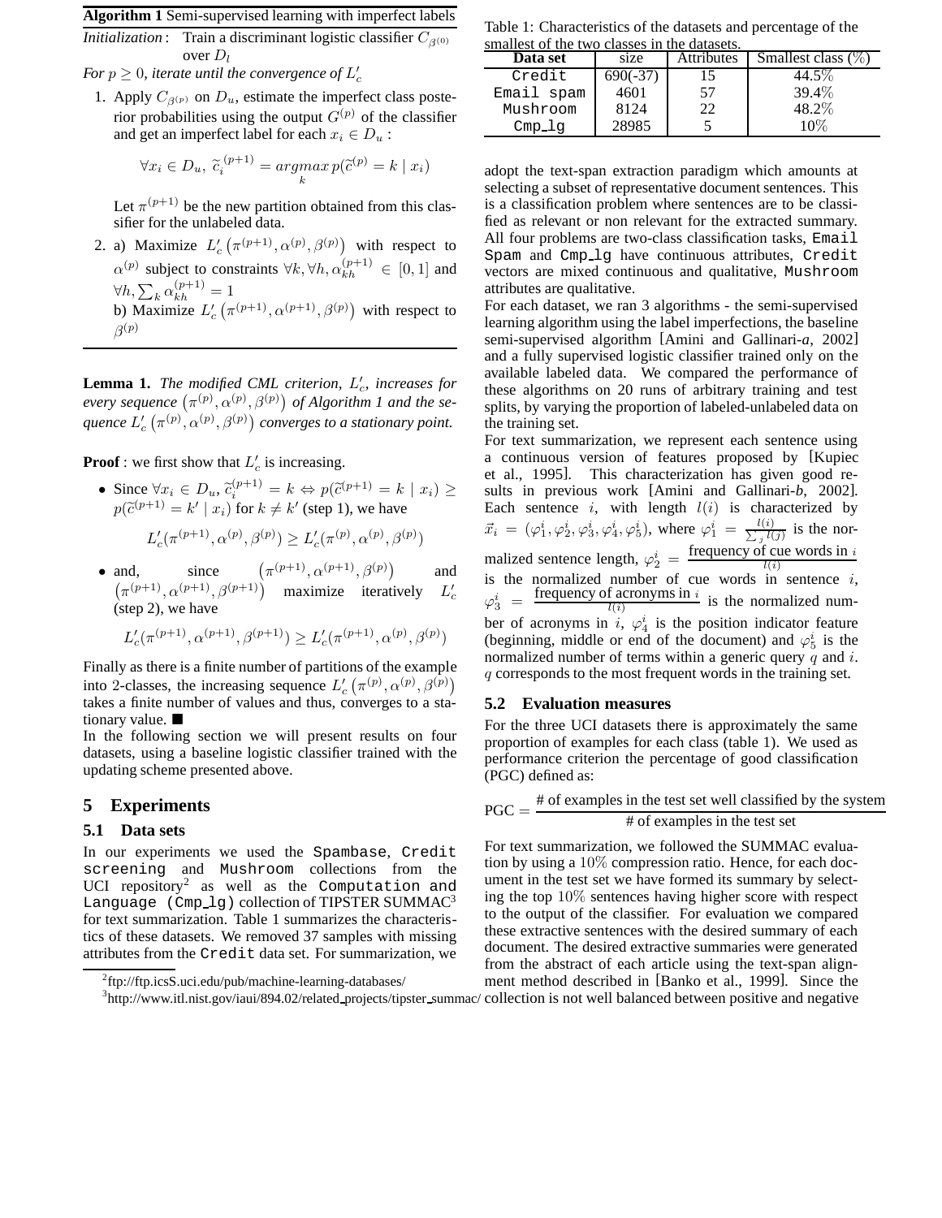**Algorithm 1** Semi-supervised learning with imperfect labels

*Initialization* : Train a discriminant logistic classifier $C_{\beta^{(0)}}$ over $D_l$

*For $p \geq 0$, iterate until the convergence of $L'_c$*

1. Apply $C_{\beta^{(p)}}$ on $D_u$, estimate the imperfect class posterior probabilities using the output $G^{(p)}$ of the classifier and get an imperfect label for each $x_i \in D_u$ :

$$\forall x_i \in D_u,\ \widetilde{c}_i^{(p+1)} = \underset{k}{argmax}\, p(\widetilde{c}^{(p)} = k \mid x_i)$$

Let $\pi^{(p+1)}$ be the new partition obtained from this classifier for the unlabeled data.

2. a) Maximize $L'_c\left(\pi^{(p+1)}, \alpha^{(p)}, \beta^{(p)}\right)$ with respect to $\alpha^{(p)}$ subject to constraints $\forall k, \forall h, \alpha_{kh}^{(p+1)} \in [0,1]$ and $\forall h, \sum_k \alpha_{kh}^{(p+1)} = 1$
   b) Maximize $L'_c\left(\pi^{(p+1)}, \alpha^{(p+1)}, \beta^{(p)}\right)$ with respect to $\beta^{(p)}$

**Lemma 1.** *The modified CML criterion, $L'_c$, increases for every sequence $\left(\pi^{(p)}, \alpha^{(p)}, \beta^{(p)}\right)$ of Algorithm 1 and the sequence $L'_c\left(\pi^{(p)}, \alpha^{(p)}, \beta^{(p)}\right)$ converges to a stationary point.*

**Proof** : we first show that $L'_c$ is increasing.

- Since $\forall x_i \in D_u$, $\widetilde{c}_i^{(p+1)} = k \Leftrightarrow p(\widetilde{c}^{(p+1)} = k \mid x_i) \geq p(\widetilde{c}^{(p+1)} = k' \mid x_i)$ for $k \neq k'$ (step 1), we have

$$L'_c(\pi^{(p+1)}, \alpha^{(p)}, \beta^{(p)}) \geq L'_c(\pi^{(p)}, \alpha^{(p)}, \beta^{(p)})$$

- and, since $\left(\pi^{(p+1)}, \alpha^{(p+1)}, \beta^{(p)}\right)$ and $\left(\pi^{(p+1)}, \alpha^{(p+1)}, \beta^{(p+1)}\right)$ maximize iteratively $L'_c$ (step 2), we have

$$L'_c(\pi^{(p+1)}, \alpha^{(p+1)}, \beta^{(p+1)}) \geq L'_c(\pi^{(p+1)}, \alpha^{(p)}, \beta^{(p)})$$

Finally as there is a finite number of partitions of the example into 2-classes, the increasing sequence $L'_c\left(\pi^{(p)}, \alpha^{(p)}, \beta^{(p)}\right)$ takes a finite number of values and thus, converges to a stationary value. ■

In the following section we will present results on four datasets, using a baseline logistic classifier trained with the updating scheme presented above.

## 5 Experiments

### 5.1 Data sets

In our experiments we used the Spambase, Credit screening and Mushroom collections from the UCI repository[2] as well as the Computation and Language (Cmp_lg) collection of TIPSTER SUMMAC[3] for text summarization. Table 1 summarizes the characteristics of these datasets. We removed 37 samples with missing attributes from the Credit data set. For summarization, we adopt the text-span extraction paradigm which amounts at selecting a subset of representative document sentences. This is a classification problem where sentences are to be classified as relevant or non relevant for the extracted summary. All four problems are two-class classification tasks, Email Spam and Cmp_lg have continuous attributes, Credit vectors are mixed continuous and qualitative, Mushroom attributes are qualitative.

Table 1: Characteristics of the datasets and percentage of the smallest of the two classes in the datasets.

| Data set | size | Attributes | Smallest class (%) |
|---|---|---|---|
| Credit | 690(-37) | 15 | 44.5% |
| Email spam | 4601 | 57 | 39.4% |
| Mushroom | 8124 | 22 | 48.2% |
| Cmp_lg | 28985 | 5 | 10% |

For each dataset, we ran 3 algorithms - the semi-supervised learning algorithm using the label imperfections, the baseline semi-supervised algorithm [Amini and Gallinari-*a*, 2002] and a fully supervised logistic classifier trained only on the available labeled data. We compared the performance of these algorithms on 20 runs of arbitrary training and test splits, by varying the proportion of labeled-unlabeled data on the training set.

For text summarization, we represent each sentence using a continuous version of features proposed by [Kupiec et al., 1995]. This characterization has given good results in previous work [Amini and Gallinari-*b*, 2002]. Each sentence $i$, with length $l(i)$ is characterized by $\vec{x}_i = (\varphi_1^i, \varphi_2^i, \varphi_3^i, \varphi_4^i, \varphi_5^i)$, where $\varphi_1^i = \frac{l(i)}{\sum_j l(j)}$ is the normalized sentence length, $\varphi_2^i = \frac{\text{frequency of cue words in } i}{l(i)}$ is the normalized number of cue words in sentence $i$, $\varphi_3^i = \frac{\text{frequency of acronyms in } i}{l(i)}$ is the normalized number of acronyms in $i$, $\varphi_4^i$ is the position indicator feature (beginning, middle or end of the document) and $\varphi_5^i$ is the normalized number of terms within a generic query $q$ and $i$. $q$ corresponds to the most frequent words in the training set.

### 5.2 Evaluation measures

For the three UCI datasets there is approximately the same proportion of examples for each class (table 1). We used as performance criterion the percentage of good classification (PGC) defined as:

$$\text{PGC} = \frac{\text{\# of examples in the test set well classified by the system}}{\text{\# of examples in the test set}}$$

For text summarization, we followed the SUMMAC evaluation by using a 10% compression ratio. Hence, for each document in the test set we have formed its summary by selecting the top 10% sentences having higher score with respect to the output of the classifier. For evaluation we compared these extractive sentences with the desired summary of each document. The desired extractive summaries were generated from the abstract of each article using the text-span alignment method described in [Banko et al., 1999]. Since the collection is not well balanced between positive and negative

[2] ftp://ftp.icsS.uci.edu/pub/machine-learning-databases/

[3] http://www.itl.nist.gov/iaui/894.02/related_projects/tipster_summac/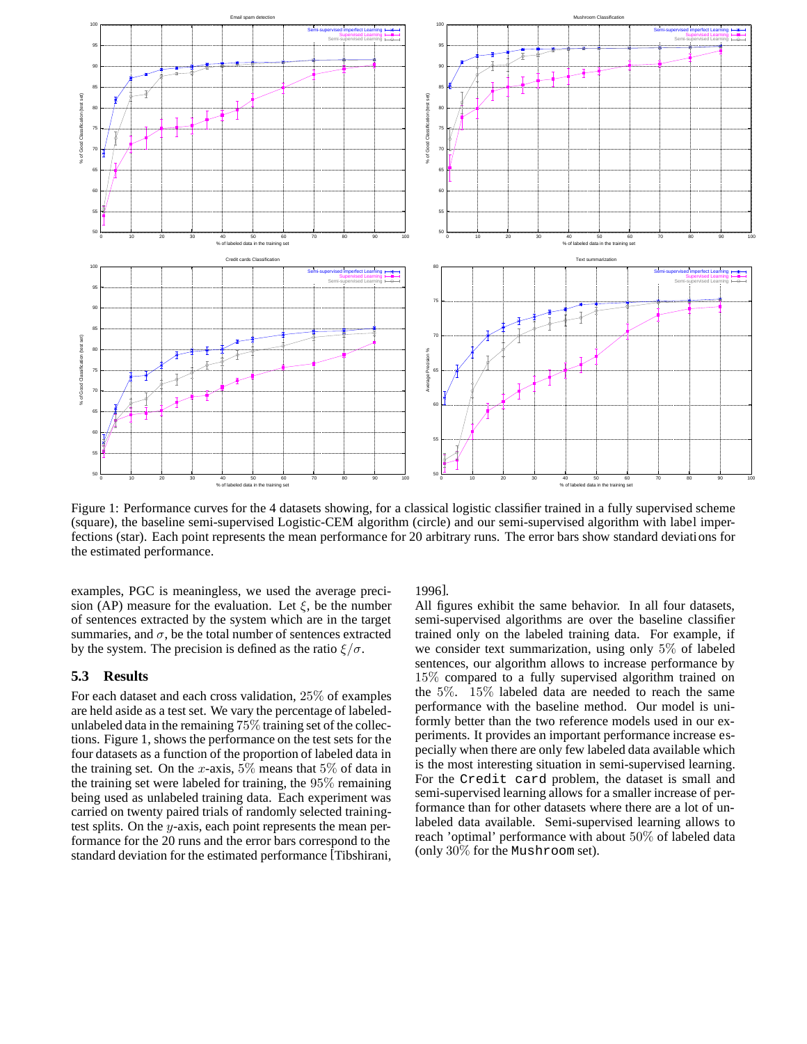Figure 1: Performance curves for the 4 datasets showing, for a classical logistic classifier trained in a fully supervised scheme (square), the baseline semi-supervised Logistic-CEM algorithm (circle) and our semi-supervised algorithm with label imperfections (star). Each point represents the mean performance for 20 arbitrary runs. The error bars show standard deviations for the estimated performance.

examples, PGC is meaningless, we used the average precision (AP) measure for the evaluation. Let $\xi$, be the number of sentences extracted by the system which are in the target summaries, and $\sigma$, be the total number of sentences extracted by the system. The precision is defined as the ratio $\xi/\sigma$.

### 5.3 Results

For each dataset and each cross validation, $25\%$ of examples are held aside as a test set. We vary the percentage of labeled-unlabeled data in the remaining $75\%$ training set of the collections. Figure 1, shows the performance on the test sets for the four datasets as a function of the proportion of labeled data in the training set. On the $x$-axis, $5\%$ means that $5\%$ of data in the training set were labeled for training, the $95\%$ remaining being used as unlabeled training data. Each experiment was carried on twenty paired trials of randomly selected training-test splits. On the $y$-axis, each point represents the mean performance for the 20 runs and the error bars correspond to the standard deviation for the estimated performance [Tibshirani, 1996].

All figures exhibit the same behavior. In all four datasets, semi-supervised algorithms are over the baseline classifier trained only on the labeled training data. For example, if we consider text summarization, using only $5\%$ of labeled sentences, our algorithm allows to increase performance by $15\%$ compared to a fully supervised algorithm trained on the $5\%$. $15\%$ labeled data are needed to reach the same performance with the baseline method. Our model is uniformly better than the two reference models used in our experiments. It provides an important performance increase especially when there are only few labeled data available which is the most interesting situation in semi-supervised learning. For the `Credit card` problem, the dataset is small and semi-supervised learning allows for a smaller increase of performance than for other datasets where there are a lot of unlabeled data available. Semi-supervised learning allows to reach 'optimal' performance with about $50\%$ of labeled data (only $30\%$ for the `Mushroom` set).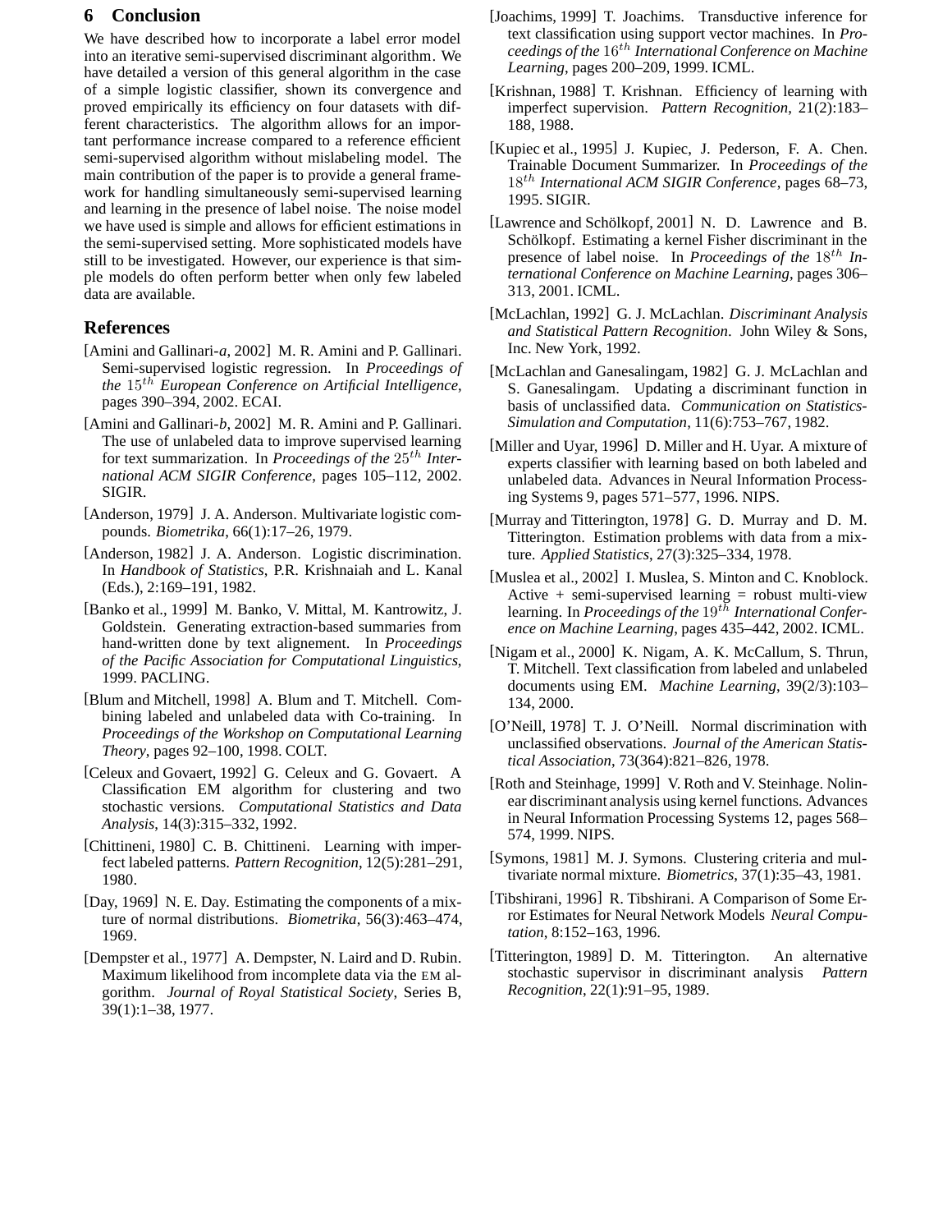## 6 Conclusion

We have described how to incorporate a label error model into an iterative semi-supervised discriminant algorithm. We have detailed a version of this general algorithm in the case of a simple logistic classifier, shown its convergence and proved empirically its efficiency on four datasets with different characteristics. The algorithm allows for an important performance increase compared to a reference efficient semi-supervised algorithm without mislabeling model. The main contribution of the paper is to provide a general framework for handling simultaneously semi-supervised learning and learning in the presence of label noise. The noise model we have used is simple and allows for efficient estimations in the semi-supervised setting. More sophisticated models have still to be investigated. However, our experience is that simple models do often perform better when only few labeled data are available.

## References

[Amini and Gallinari-*a*, 2002] M. R. Amini and P. Gallinari. Semi-supervised logistic regression. In *Proceedings of the* $15^{th}$ *European Conference on Artificial Intelligence*, pages 390–394, 2002. ECAI.

[Amini and Gallinari-*b*, 2002] M. R. Amini and P. Gallinari. The use of unlabeled data to improve supervised learning for text summarization. In *Proceedings of the* $25^{th}$ *International ACM SIGIR Conference*, pages 105–112, 2002. SIGIR.

[Anderson, 1979] J. A. Anderson. Multivariate logistic compounds. *Biometrika*, 66(1):17–26, 1979.

[Anderson, 1982] J. A. Anderson. Logistic discrimination. In *Handbook of Statistics*, P.R. Krishnaiah and L. Kanal (Eds.), 2:169–191, 1982.

[Banko et al., 1999] M. Banko, V. Mittal, M. Kantrowitz, J. Goldstein. Generating extraction-based summaries from hand-written done by text alignement. In *Proceedings of the Pacific Association for Computational Linguistics*, 1999. PACLING.

[Blum and Mitchell, 1998] A. Blum and T. Mitchell. Combining labeled and unlabeled data with Co-training. In *Proceedings of the Workshop on Computational Learning Theory*, pages 92–100, 1998. COLT.

[Celeux and Govaert, 1992] G. Celeux and G. Govaert. A Classification EM algorithm for clustering and two stochastic versions. *Computational Statistics and Data Analysis*, 14(3):315–332, 1992.

[Chittineni, 1980] C. B. Chittineni. Learning with imperfect labeled patterns. *Pattern Recognition*, 12(5):281–291, 1980.

[Day, 1969] N. E. Day. Estimating the components of a mixture of normal distributions. *Biometrika*, 56(3):463–474, 1969.

[Dempster et al., 1977] A. Dempster, N. Laird and D. Rubin. Maximum likelihood from incomplete data via the EM algorithm. *Journal of Royal Statistical Society*, Series B, 39(1):1–38, 1977.

[Joachims, 1999] T. Joachims. Transductive inference for text classification using support vector machines. In *Proceedings of the* $16^{th}$ *International Conference on Machine Learning*, pages 200–209, 1999. ICML.

[Krishnan, 1988] T. Krishnan. Efficiency of learning with imperfect supervision. *Pattern Recognition*, 21(2):183–188, 1988.

[Kupiec et al., 1995] J. Kupiec, J. Pederson, F. A. Chen. Trainable Document Summarizer. In *Proceedings of the* $18^{th}$ *International ACM SIGIR Conference*, pages 68–73, 1995. SIGIR.

[Lawrence and Schölkopf, 2001] N. D. Lawrence and B. Schölkopf. Estimating a kernel Fisher discriminant in the presence of label noise. In *Proceedings of the* $18^{th}$ *International Conference on Machine Learning*, pages 306–313, 2001. ICML.

[McLachlan, 1992] G. J. McLachlan. *Discriminant Analysis and Statistical Pattern Recognition*. John Wiley & Sons, Inc. New York, 1992.

[McLachlan and Ganesalingam, 1982] G. J. McLachlan and S. Ganesalingam. Updating a discriminant function in basis of unclassified data. *Communication on Statistics-Simulation and Computation*, 11(6):753–767, 1982.

[Miller and Uyar, 1996] D. Miller and H. Uyar. A mixture of experts classifier with learning based on both labeled and unlabeled data. Advances in Neural Information Processing Systems 9, pages 571–577, 1996. NIPS.

[Murray and Titterington, 1978] G. D. Murray and D. M. Titterington. Estimation problems with data from a mixture. *Applied Statistics*, 27(3):325–334, 1978.

[Muslea et al., 2002] I. Muslea, S. Minton and C. Knoblock. Active + semi-supervised learning = robust multi-view learning. In *Proceedings of the* $19^{th}$ *International Conference on Machine Learning*, pages 435–442, 2002. ICML.

[Nigam et al., 2000] K. Nigam, A. K. McCallum, S. Thrun, T. Mitchell. Text classification from labeled and unlabeled documents using EM. *Machine Learning*, 39(2/3):103–134, 2000.

[O'Neill, 1978] T. J. O'Neill. Normal discrimination with unclassified observations. *Journal of the American Statistical Association*, 73(364):821–826, 1978.

[Roth and Steinhage, 1999] V. Roth and V. Steinhage. Nolinear discriminant analysis using kernel functions. Advances in Neural Information Processing Systems 12, pages 568–574, 1999. NIPS.

[Symons, 1981] M. J. Symons. Clustering criteria and multivariate normal mixture. *Biometrics*, 37(1):35–43, 1981.

[Tibshirani, 1996] R. Tibshirani. A Comparison of Some Error Estimates for Neural Network Models *Neural Computation*, 8:152–163, 1996.

[Titterington, 1989] D. M. Titterington. An alternative stochastic supervisor in discriminant analysis *Pattern Recognition*, 22(1):91–95, 1989.